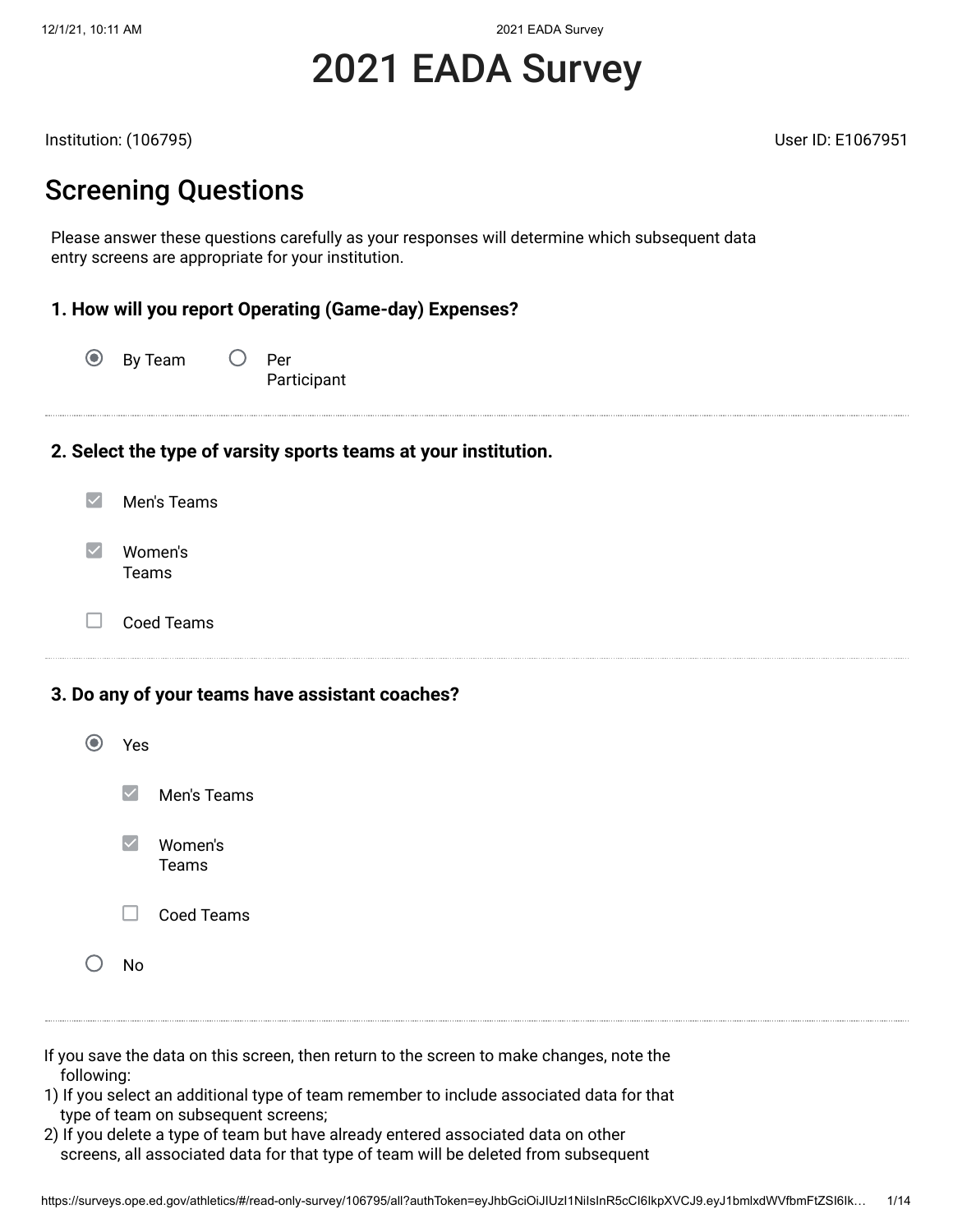# 2021 EADA Survey

Institution: (106795)

User ID: E1067951

## Screening Questions

Please answer these questions carefully as your responses will determine which subsequent data entry screens are appropriate for your institution.

### 1. How will you report Operating (Game-day) Expenses?

- (●) By Team
- ( ) Per Participant

---

### 2. Select the type of varsity sports teams at your institution.

- [x] Men's Teams
- [x] Women's Teams
- [ ] Coed Teams

---

### 3. Do any of your teams have assistant coaches?

- (●) Yes
  - [x] Men's Teams
  - [x] Women's Teams
  - [ ] Coed Teams
- ( ) No

---

If you save the data on this screen, then return to the screen to make changes, note the following:

1) If you select an additional type of team remember to include associated data for that type of team on subsequent screens;
2) If you delete a type of team but have already entered associated data on other screens, all associated data for that type of team will be deleted from subsequent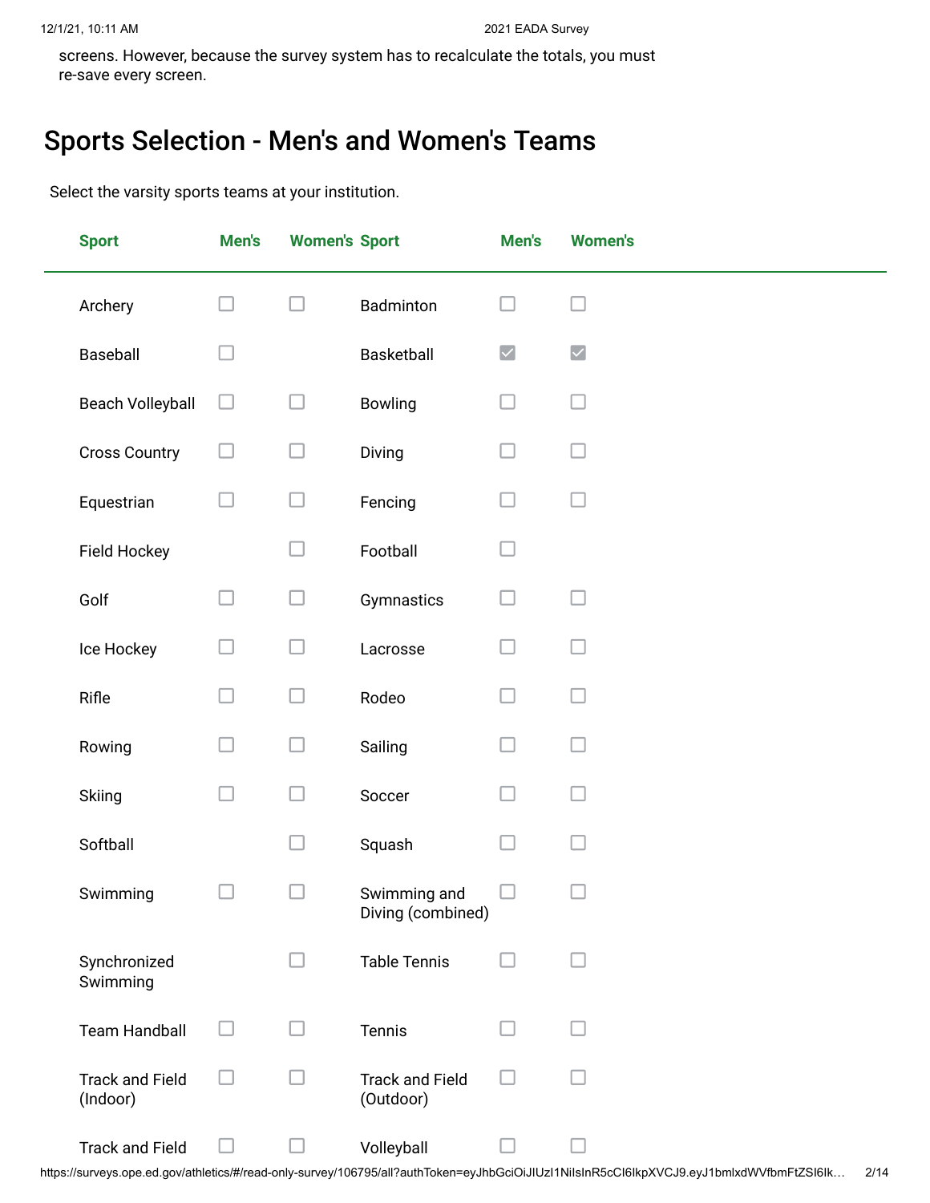screens. However, because the survey system has to recalculate the totals, you must re-save every screen.

## Sports Selection - Men's and Women's Teams

Select the varsity sports teams at your institution.

| Sport | Men's | Women's | Sport | Men's | Women's |
|---|---|---|---|---|---|
| Archery | ☐ | ☐ | Badminton | ☐ | ☐ |
| Baseball | ☐ | | Basketball | ☑ | ☑ |
| Beach Volleyball | ☐ | ☐ | Bowling | ☐ | ☐ |
| Cross Country | ☐ | ☐ | Diving | ☐ | ☐ |
| Equestrian | ☐ | ☐ | Fencing | ☐ | ☐ |
| Field Hockey | | ☐ | Football | ☐ | |
| Golf | ☐ | ☐ | Gymnastics | ☐ | ☐ |
| Ice Hockey | ☐ | ☐ | Lacrosse | ☐ | ☐ |
| Rifle | ☐ | ☐ | Rodeo | ☐ | ☐ |
| Rowing | ☐ | ☐ | Sailing | ☐ | ☐ |
| Skiing | ☐ | ☐ | Soccer | ☐ | ☐ |
| Softball | | ☐ | Squash | ☐ | ☐ |
| Swimming | ☐ | ☐ | Swimming and Diving (combined) | ☐ | ☐ |
| Synchronized Swimming | | ☐ | Table Tennis | ☐ | ☐ |
| Team Handball | ☐ | ☐ | Tennis | ☐ | ☐ |
| Track and Field (Indoor) | ☐ | ☐ | Track and Field (Outdoor) | ☐ | ☐ |
| Track and Field | ☐ | ☐ | Volleyball | ☐ | ☐ |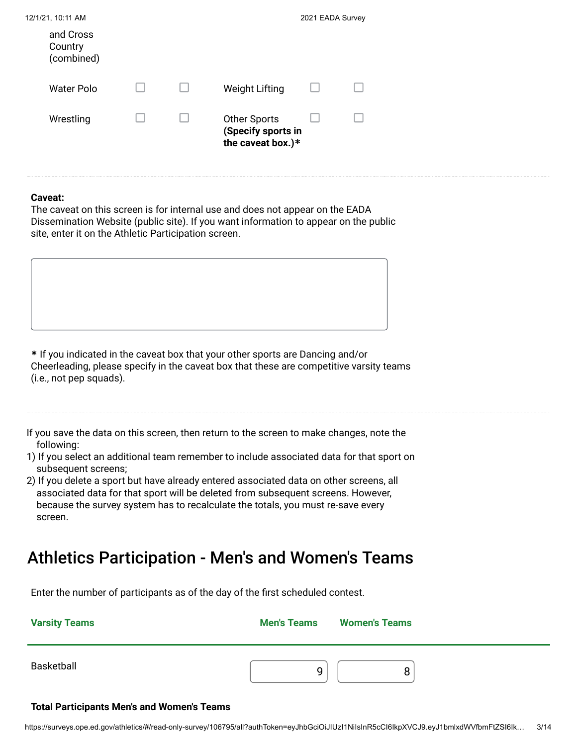| | | | | | |
|---|---|---|---|---|---|
| and Cross Country (combined) | | | | | |
| Water Polo | ☐ | ☐ | Weight Lifting | ☐ | ☐ |
| Wrestling | ☐ | ☐ | Other Sports **(Specify sports in the caveat box.)*** | ☐ | ☐ |

**Caveat:**
The caveat on this screen is for internal use and does not appear on the EADA Dissemination Website (public site). If you want information to appear on the public site, enter it on the Athletic Participation screen.

* If you indicated in the caveat box that your other sports are Dancing and/or Cheerleading, please specify in the caveat box that these are competitive varsity teams (i.e., not pep squads).

If you save the data on this screen, then return to the screen to make changes, note the following:

1) If you select an additional team remember to include associated data for that sport on subsequent screens;
2) If you delete a sport but have already entered associated data on other screens, all associated data for that sport will be deleted from subsequent screens. However, because the survey system has to recalculate the totals, you must re-save every screen.

## Athletics Participation - Men's and Women's Teams

Enter the number of participants as of the day of the first scheduled contest.

| Varsity Teams | Men's Teams | Women's Teams |
|---|---|---|
| Basketball | 9 | 8 |

**Total Participants Men's and Women's Teams**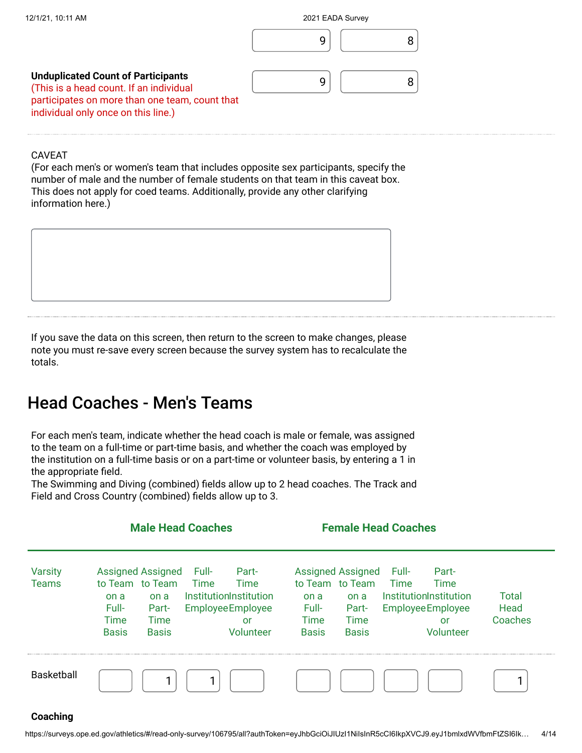| | | |
|---|---|---|
| | 9 | 8 |
| **Unduplicated Count of Participants** (This is a head count. If an individual participates on more than one team, count that individual only once on this line.) | 9 | 8 |

CAVEAT
(For each men's or women's team that includes opposite sex participants, specify the number of male and the number of female students on that team in this caveat box. This does not apply for coed teams. Additionally, provide any other clarifying information here.)

If you save the data on this screen, then return to the screen to make changes, please note you must re-save every screen because the survey system has to recalculate the totals.

## Head Coaches - Men's Teams

For each men's team, indicate whether the head coach is male or female, was assigned to the team on a full-time or part-time basis, and whether the coach was employed by the institution on a full-time basis or on a part-time or volunteer basis, by entering a 1 in the appropriate field.
The Swimming and Diving (combined) fields allow up to 2 head coaches. The Track and Field and Cross Country (combined) fields allow up to 3.

| | Male Head Coaches | | | | Female Head Coaches | | | | |
|---|---|---|---|---|---|---|---|---|---|
| Varsity Teams | Assigned to Team on a Full-Time Basis | Assigned to Team on a Part-Time Basis | Full-Time Institution Employee | Part-Time Institution Employee or Volunteer | Assigned to Team on a Full-Time Basis | Assigned to Team on a Part-Time Basis | Full-Time Institution Employee | Part-Time Institution Employee or Volunteer | Total Head Coaches |
| Basketball | | 1 | 1 | | | | | | 1 |

**Coaching**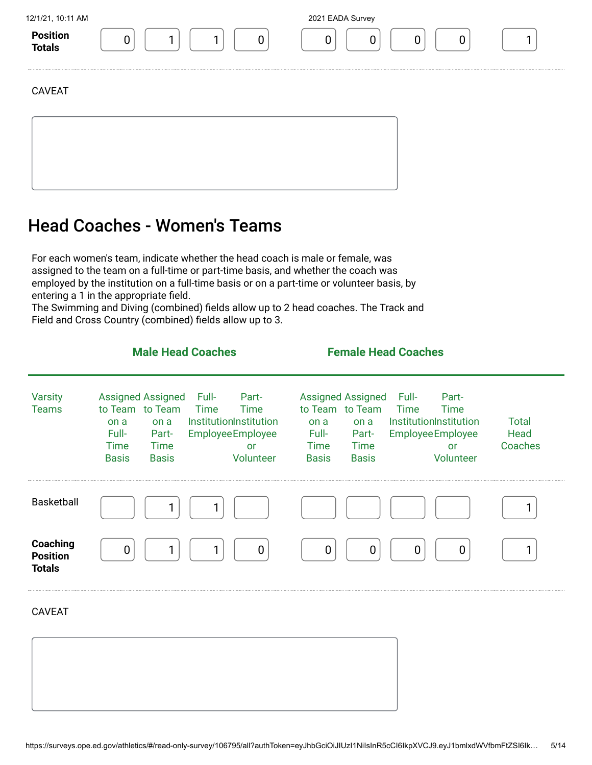| Position Totals | 0 | 1 | 1 | 0 | 0 | 0 | 0 | 0 | 1 |
|---|---|---|---|---|---|---|---|---|---|

CAVEAT

## Head Coaches - Women's Teams

For each women's team, indicate whether the head coach is male or female, was assigned to the team on a full-time or part-time basis, and whether the coach was employed by the institution on a full-time basis or on a part-time or volunteer basis, by entering a 1 in the appropriate field.
The Swimming and Diving (combined) fields allow up to 2 head coaches. The Track and Field and Cross Country (combined) fields allow up to 3.

| | Male Head Coaches | | | | Female Head Coaches | | | | |
|---|---|---|---|---|---|---|---|---|---|
| Varsity Teams | Assigned to Team on a Full-Time Basis | Assigned to Team on a Part-Time Basis | Full-Time Institution Employee | Part-Time Institution Employee or Volunteer | Assigned to Team on a Full-Time Basis | Assigned to Team on a Part-Time Basis | Full-Time Institution Employee | Part-Time Institution Employee or Volunteer | Total Head Coaches |
| Basketball | | 1 | 1 | | | | | | 1 |
| **Coaching Position Totals** | 0 | 1 | 1 | 0 | 0 | 0 | 0 | 0 | 1 |

CAVEAT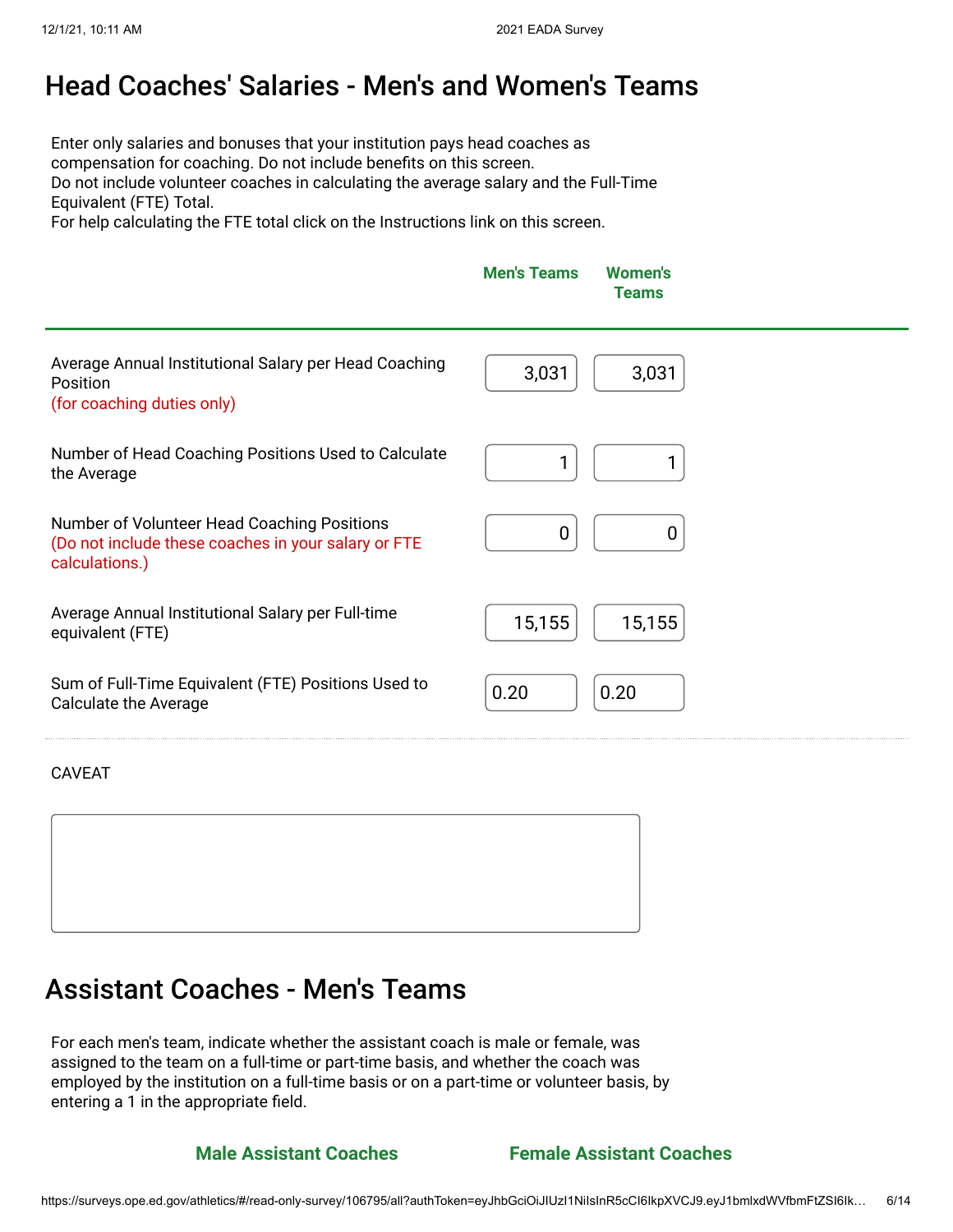# Head Coaches' Salaries - Men's and Women's Teams

Enter only salaries and bonuses that your institution pays head coaches as compensation for coaching. Do not include benefits on this screen.
Do not include volunteer coaches in calculating the average salary and the Full-Time Equivalent (FTE) Total.
For help calculating the FTE total click on the Instructions link on this screen.

| | Men's Teams | Women's Teams |
|---|---|---|
| Average Annual Institutional Salary per Head Coaching Position (for coaching duties only) | 3,031 | 3,031 |
| Number of Head Coaching Positions Used to Calculate the Average | 1 | 1 |
| Number of Volunteer Head Coaching Positions (Do not include these coaches in your salary or FTE calculations.) | 0 | 0 |
| Average Annual Institutional Salary per Full-time equivalent (FTE) | 15,155 | 15,155 |
| Sum of Full-Time Equivalent (FTE) Positions Used to Calculate the Average | 0.20 | 0.20 |

CAVEAT

# Assistant Coaches - Men's Teams

For each men's team, indicate whether the assistant coach is male or female, was assigned to the team on a full-time or part-time basis, and whether the coach was employed by the institution on a full-time basis or on a part-time or volunteer basis, by entering a 1 in the appropriate field.

**Male Assistant Coaches** **Female Assistant Coaches**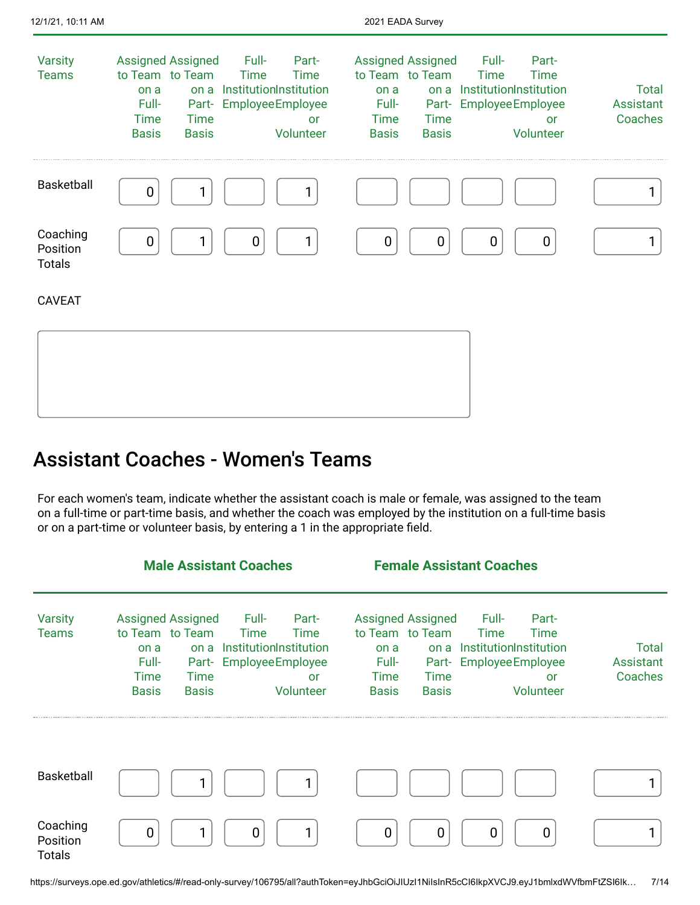| Varsity Teams | Assigned to Team on a Full-Time Basis | Assigned to Team on a Part-Time Basis | Full-Time Institution Employee | Part-Time Institution Employee or Volunteer | Assigned to Team on a Full-Time Basis | Assigned to Team on a Part-Time Basis | Full-Time Institution Employee | Part-Time Institution Employee or Volunteer | Total Assistant Coaches |
|---|---|---|---|---|---|---|---|---|---|
| Basketball | 0 | 1 | | 1 | | | | | 1 |
| Coaching Position Totals | 0 | 1 | 0 | 1 | 0 | 0 | 0 | 0 | 1 |

CAVEAT

## Assistant Coaches - Women's Teams

For each women's team, indicate whether the assistant coach is male or female, was assigned to the team on a full-time or part-time basis, and whether the coach was employed by the institution on a full-time basis or on a part-time or volunteer basis, by entering a 1 in the appropriate field.

| | Male Assistant Coaches | | | | Female Assistant Coaches | | | | |
|---|---|---|---|---|---|---|---|---|---|
| Varsity Teams | Assigned to Team on a Full-Time Basis | Assigned to Team on a Part-Time Basis | Full-Time Institution Employee | Part-Time Institution Employee or Volunteer | Assigned to Team on a Full-Time Basis | Assigned to Team on a Part-Time Basis | Full-Time Institution Employee | Part-Time Institution Employee or Volunteer | Total Assistant Coaches |
| Basketball | | 1 | | 1 | | | | | 1 |
| Coaching Position Totals | 0 | 1 | 0 | 1 | 0 | 0 | 0 | 0 | 1 |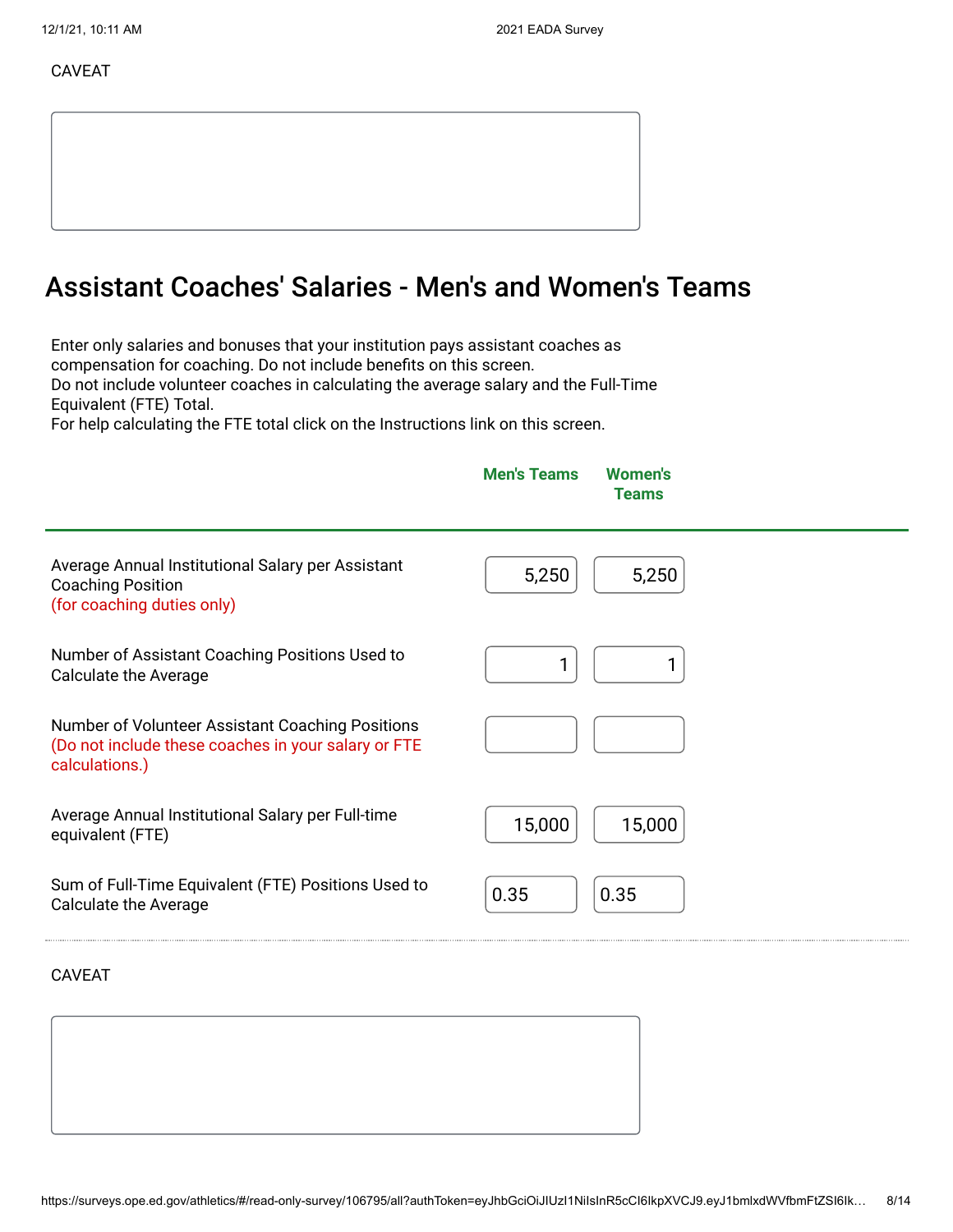CAVEAT

## Assistant Coaches' Salaries - Men's and Women's Teams

Enter only salaries and bonuses that your institution pays assistant coaches as compensation for coaching. Do not include benefits on this screen.
Do not include volunteer coaches in calculating the average salary and the Full-Time Equivalent (FTE) Total.
For help calculating the FTE total click on the Instructions link on this screen.

| | Men's Teams | Women's Teams |
|---|---|---|
| Average Annual Institutional Salary per Assistant Coaching Position (for coaching duties only) | 5,250 | 5,250 |
| Number of Assistant Coaching Positions Used to Calculate the Average | 1 | 1 |
| Number of Volunteer Assistant Coaching Positions (Do not include these coaches in your salary or FTE calculations.) | | |
| Average Annual Institutional Salary per Full-time equivalent (FTE) | 15,000 | 15,000 |
| Sum of Full-Time Equivalent (FTE) Positions Used to Calculate the Average | 0.35 | 0.35 |

CAVEAT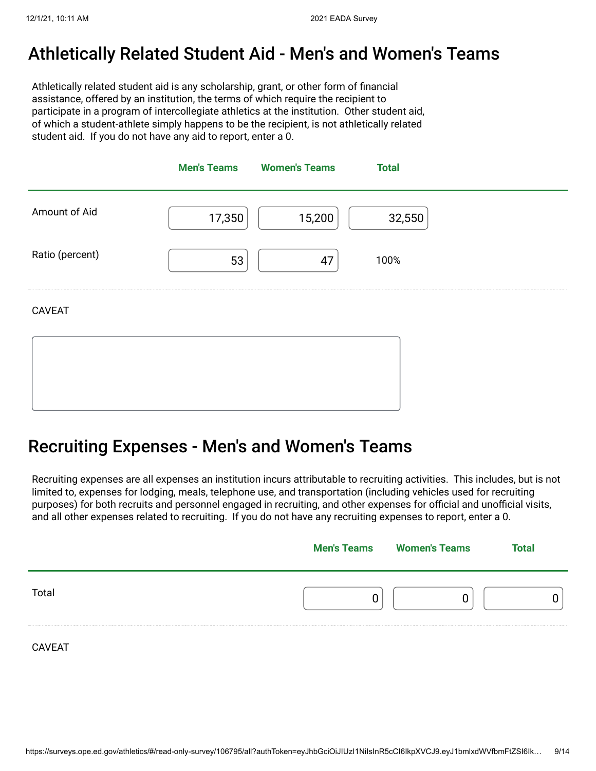# Athletically Related Student Aid - Men's and Women's Teams

Athletically related student aid is any scholarship, grant, or other form of financial assistance, offered by an institution, the terms of which require the recipient to participate in a program of intercollegiate athletics at the institution. Other student aid, of which a student-athlete simply happens to be the recipient, is not athletically related student aid. If you do not have any aid to report, enter a 0.

| | Men's Teams | Women's Teams | Total |
|---|---|---|---|
| Amount of Aid | 17,350 | 15,200 | 32,550 |
| Ratio (percent) | 53 | 47 | 100% |

CAVEAT

# Recruiting Expenses - Men's and Women's Teams

Recruiting expenses are all expenses an institution incurs attributable to recruiting activities. This includes, but is not limited to, expenses for lodging, meals, telephone use, and transportation (including vehicles used for recruiting purposes) for both recruits and personnel engaged in recruiting, and other expenses for official and unofficial visits, and all other expenses related to recruiting. If you do not have any recruiting expenses to report, enter a 0.

| | Men's Teams | Women's Teams | Total |
|---|---|---|---|
| Total | 0 | 0 | 0 |

CAVEAT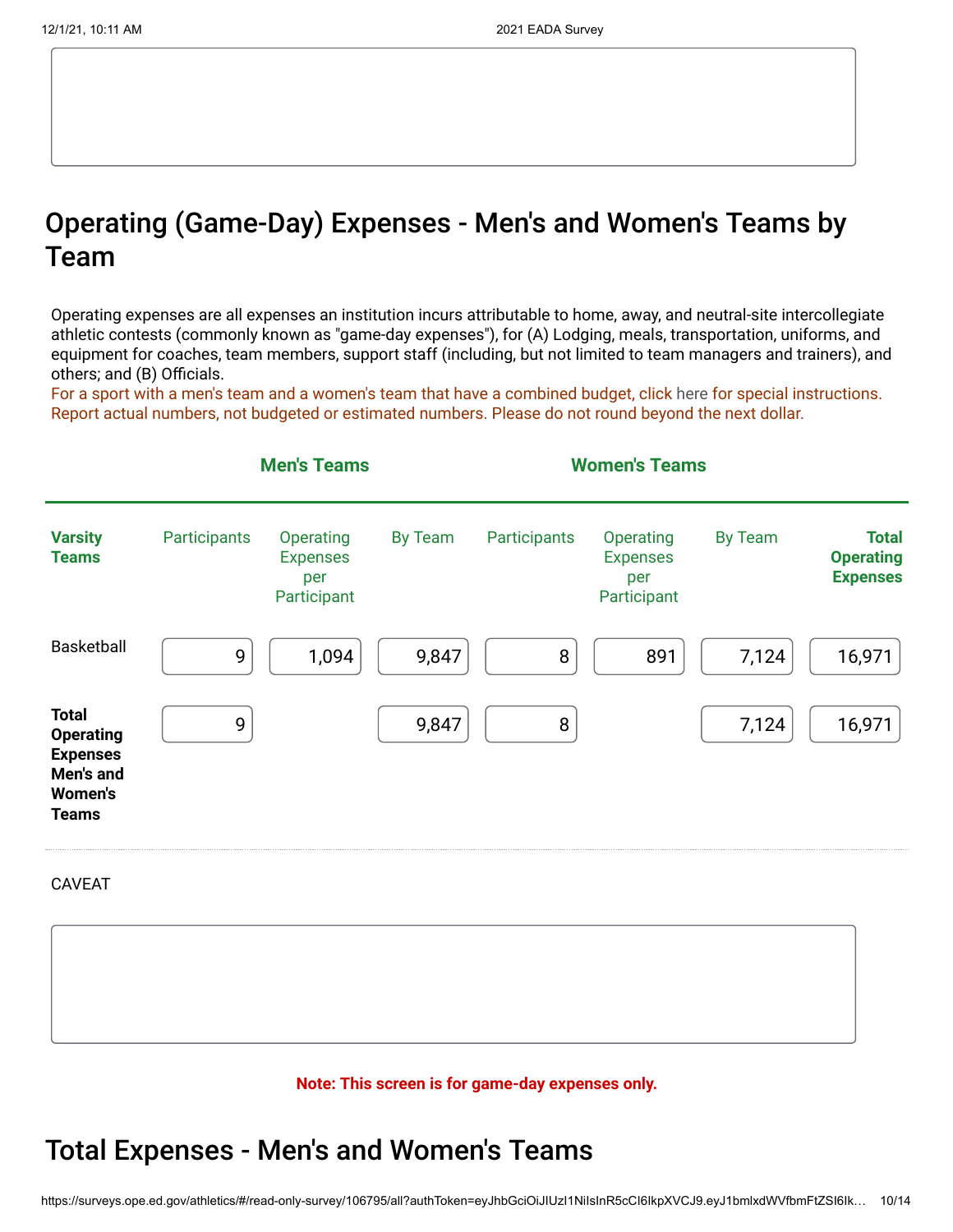## Operating (Game-Day) Expenses - Men's and Women's Teams by Team

Operating expenses are all expenses an institution incurs attributable to home, away, and neutral-site intercollegiate athletic contests (commonly known as "game-day expenses"), for (A) Lodging, meals, transportation, uniforms, and equipment for coaches, team members, support staff (including, but not limited to team managers and trainers), and others; and (B) Officials.

For a sport with a men's team and a women's team that have a combined budget, click here for special instructions. Report actual numbers, not budgeted or estimated numbers. Please do not round beyond the next dollar.

| | Men's Teams | | | Women's Teams | | | |
|---|---|---|---|---|---|---|---|
| **Varsity Teams** | Participants | Operating Expenses per Participant | By Team | Participants | Operating Expenses per Participant | By Team | **Total Operating Expenses** |
| Basketball | 9 | 1,094 | 9,847 | 8 | 891 | 7,124 | 16,971 |
| **Total Operating Expenses Men's and Women's Teams** | 9 | | 9,847 | 8 | | 7,124 | 16,971 |

CAVEAT

**Note: This screen is for game-day expenses only.**

## Total Expenses - Men's and Women's Teams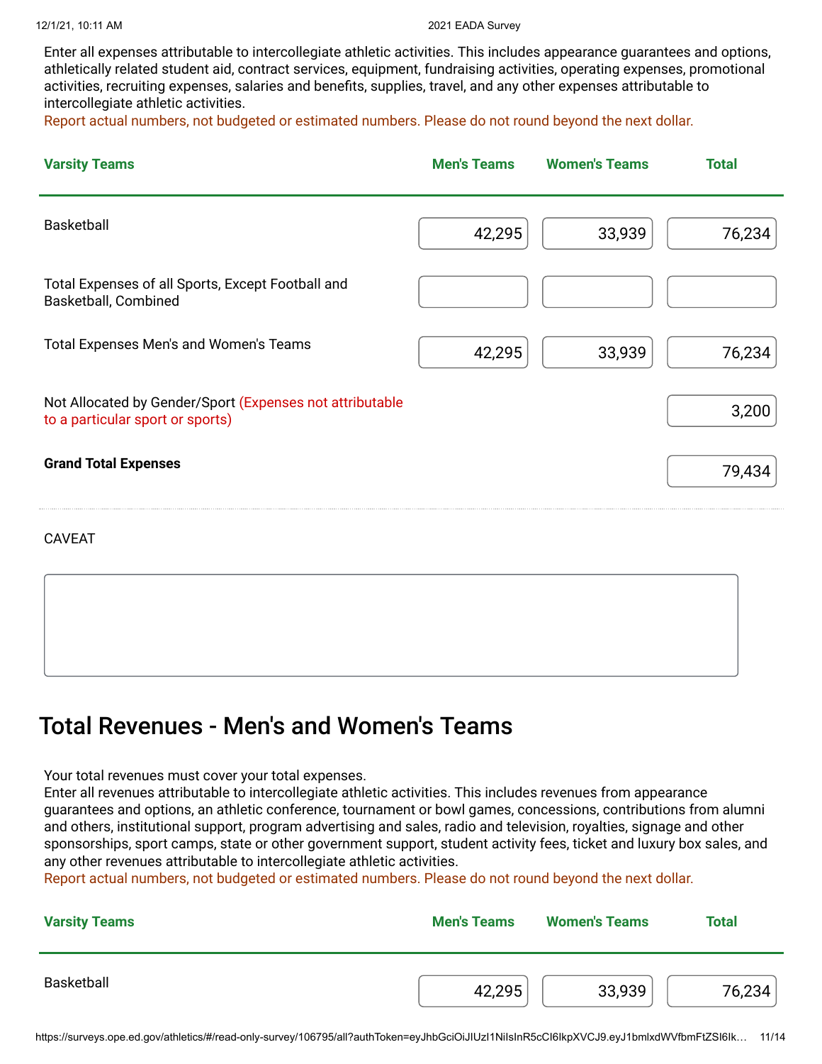Enter all expenses attributable to intercollegiate athletic activities. This includes appearance guarantees and options, athletically related student aid, contract services, equipment, fundraising activities, operating expenses, promotional activities, recruiting expenses, salaries and benefits, supplies, travel, and any other expenses attributable to intercollegiate athletic activities.

Report actual numbers, not budgeted or estimated numbers. Please do not round beyond the next dollar.

| Varsity Teams | Men's Teams | Women's Teams | Total |
|---|---|---|---|
| Basketball | 42,295 | 33,939 | 76,234 |
| Total Expenses of all Sports, Except Football and Basketball, Combined | | | |
| Total Expenses Men's and Women's Teams | 42,295 | 33,939 | 76,234 |
| Not Allocated by Gender/Sport (Expenses not attributable to a particular sport or sports) | | | 3,200 |
| **Grand Total Expenses** | | | 79,434 |

CAVEAT

## Total Revenues - Men's and Women's Teams

Your total revenues must cover your total expenses.

Enter all revenues attributable to intercollegiate athletic activities. This includes revenues from appearance guarantees and options, an athletic conference, tournament or bowl games, concessions, contributions from alumni and others, institutional support, program advertising and sales, radio and television, royalties, signage and other sponsorships, sport camps, state or other government support, student activity fees, ticket and luxury box sales, and any other revenues attributable to intercollegiate athletic activities.

Report actual numbers, not budgeted or estimated numbers. Please do not round beyond the next dollar.

| Varsity Teams | Men's Teams | Women's Teams | Total |
|---|---|---|---|
| Basketball | 42,295 | 33,939 | 76,234 |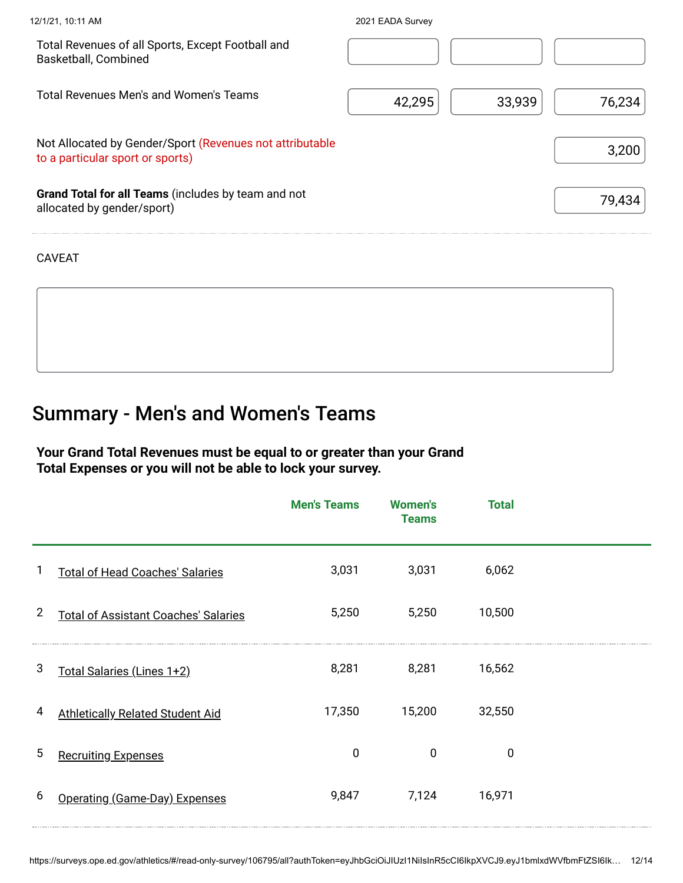| | | | |
|---|---|---|---|
| Total Revenues of all Sports, Except Football and Basketball, Combined | | | |
| Total Revenues Men's and Women's Teams | 42,295 | 33,939 | 76,234 |
| Not Allocated by Gender/Sport (Revenues not attributable to a particular sport or sports) | | | 3,200 |
| **Grand Total for all Teams** (includes by team and not allocated by gender/sport) | | | 79,434 |

CAVEAT

## Summary - Men's and Women's Teams

**Your Grand Total Revenues must be equal to or greater than your Grand Total Expenses or you will not be able to lock your survey.**

| | | Men's Teams | Women's Teams | Total |
|---|---|---|---|---|
| 1 | Total of Head Coaches' Salaries | 3,031 | 3,031 | 6,062 |
| 2 | Total of Assistant Coaches' Salaries | 5,250 | 5,250 | 10,500 |
| 3 | Total Salaries (Lines 1+2) | 8,281 | 8,281 | 16,562 |
| 4 | Athletically Related Student Aid | 17,350 | 15,200 | 32,550 |
| 5 | Recruiting Expenses | 0 | 0 | 0 |
| 6 | Operating (Game-Day) Expenses | 9,847 | 7,124 | 16,971 |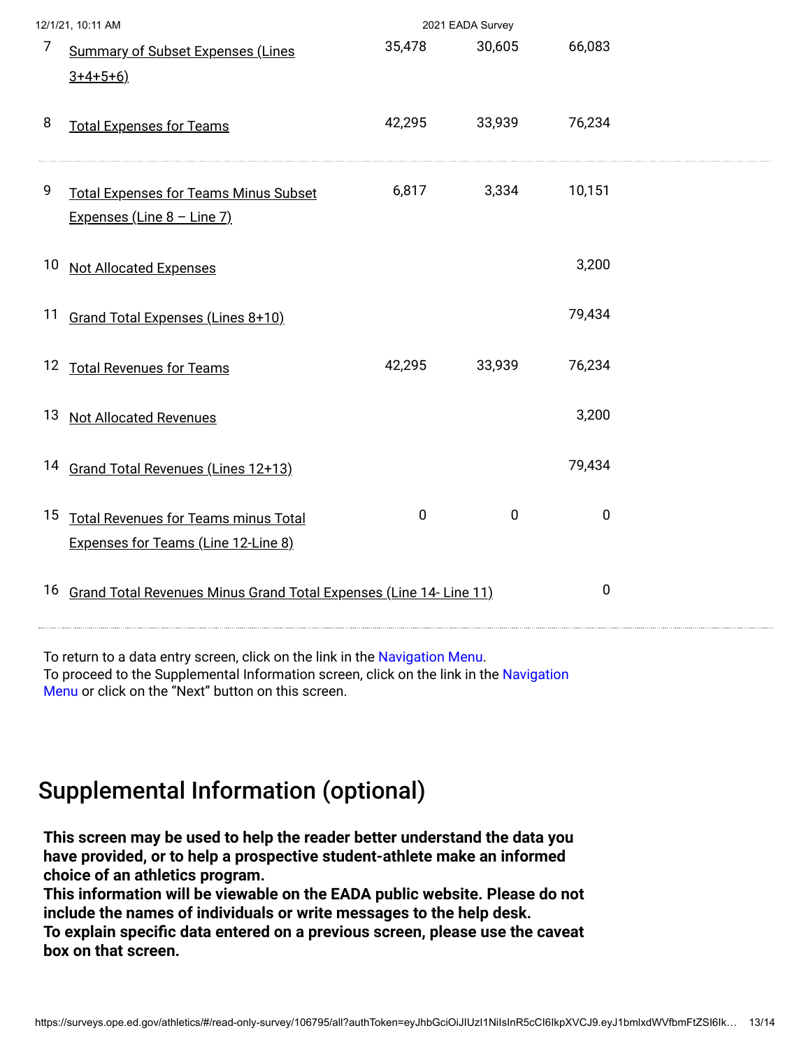| | | | | |
|---|---|---|---|---|
| 7 | Summary of Subset Expenses (Lines 3+4+5+6) | 35,478 | 30,605 | 66,083 |
| 8 | Total Expenses for Teams | 42,295 | 33,939 | 76,234 |
| 9 | Total Expenses for Teams Minus Subset Expenses (Line 8 – Line 7) | 6,817 | 3,334 | 10,151 |
| 10 | Not Allocated Expenses | | | 3,200 |
| 11 | Grand Total Expenses (Lines 8+10) | | | 79,434 |
| 12 | Total Revenues for Teams | 42,295 | 33,939 | 76,234 |
| 13 | Not Allocated Revenues | | | 3,200 |
| 14 | Grand Total Revenues (Lines 12+13) | | | 79,434 |
| 15 | Total Revenues for Teams minus Total Expenses for Teams (Line 12-Line 8) | 0 | 0 | 0 |
| 16 | Grand Total Revenues Minus Grand Total Expenses (Line 14- Line 11) | | | 0 |

To return to a data entry screen, click on the link in the Navigation Menu.
To proceed to the Supplemental Information screen, click on the link in the Navigation Menu or click on the "Next" button on this screen.

## Supplemental Information (optional)

**This screen may be used to help the reader better understand the data you have provided, or to help a prospective student-athlete make an informed choice of an athletics program.**
**This information will be viewable on the EADA public website. Please do not include the names of individuals or write messages to the help desk.**
**To explain specific data entered on a previous screen, please use the caveat box on that screen.**